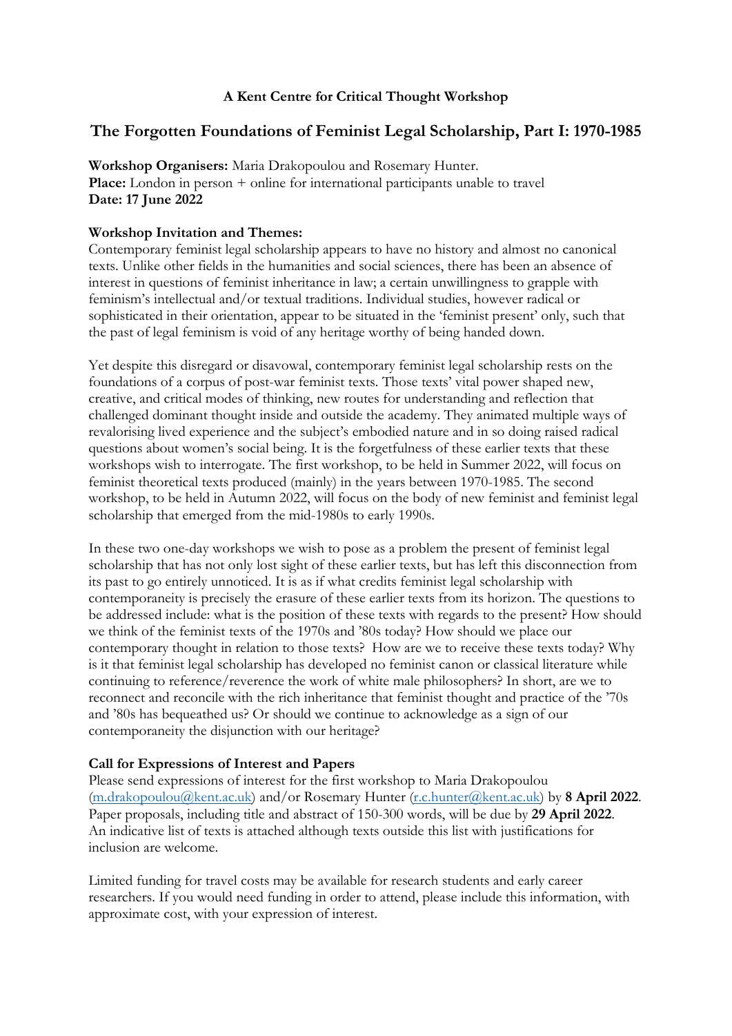**A Kent Centre for Critical Thought Workshop**

# The Forgotten Foundations of Feminist Legal Scholarship, Part I: 1970-1985

**Workshop Organisers:** Maria Drakopoulou and Rosemary Hunter.
**Place:** London in person + online for international participants unable to travel
**Date: 17 June 2022**

**Workshop Invitation and Themes:**

Contemporary feminist legal scholarship appears to have no history and almost no canonical texts. Unlike other fields in the humanities and social sciences, there has been an absence of interest in questions of feminist inheritance in law; a certain unwillingness to grapple with feminism's intellectual and/or textual traditions. Individual studies, however radical or sophisticated in their orientation, appear to be situated in the 'feminist present' only, such that the past of legal feminism is void of any heritage worthy of being handed down.

Yet despite this disregard or disavowal, contemporary feminist legal scholarship rests on the foundations of a corpus of post-war feminist texts. Those texts' vital power shaped new, creative, and critical modes of thinking, new routes for understanding and reflection that challenged dominant thought inside and outside the academy. They animated multiple ways of revalorising lived experience and the subject's embodied nature and in so doing raised radical questions about women's social being. It is the forgetfulness of these earlier texts that these workshops wish to interrogate. The first workshop, to be held in Summer 2022, will focus on feminist theoretical texts produced (mainly) in the years between 1970-1985. The second workshop, to be held in Autumn 2022, will focus on the body of new feminist and feminist legal scholarship that emerged from the mid-1980s to early 1990s.

In these two one-day workshops we wish to pose as a problem the present of feminist legal scholarship that has not only lost sight of these earlier texts, but has left this disconnection from its past to go entirely unnoticed. It is as if what credits feminist legal scholarship with contemporaneity is precisely the erasure of these earlier texts from its horizon. The questions to be addressed include: what is the position of these texts with regards to the present? How should we think of the feminist texts of the 1970s and '80s today? How should we place our contemporary thought in relation to those texts? How are we to receive these texts today? Why is it that feminist legal scholarship has developed no feminist canon or classical literature while continuing to reference/reverence the work of white male philosophers? In short, are we to reconnect and reconcile with the rich inheritance that feminist thought and practice of the '70s and '80s has bequeathed us? Or should we continue to acknowledge as a sign of our contemporaneity the disjunction with our heritage?

**Call for Expressions of Interest and Papers**

Please send expressions of interest for the first workshop to Maria Drakopoulou (m.drakopoulou@kent.ac.uk) and/or Rosemary Hunter (r.c.hunter@kent.ac.uk) by **8 April 2022**. Paper proposals, including title and abstract of 150-300 words, will be due by **29 April 2022**. An indicative list of texts is attached although texts outside this list with justifications for inclusion are welcome.

Limited funding for travel costs may be available for research students and early career researchers. If you would need funding in order to attend, please include this information, with approximate cost, with your expression of interest.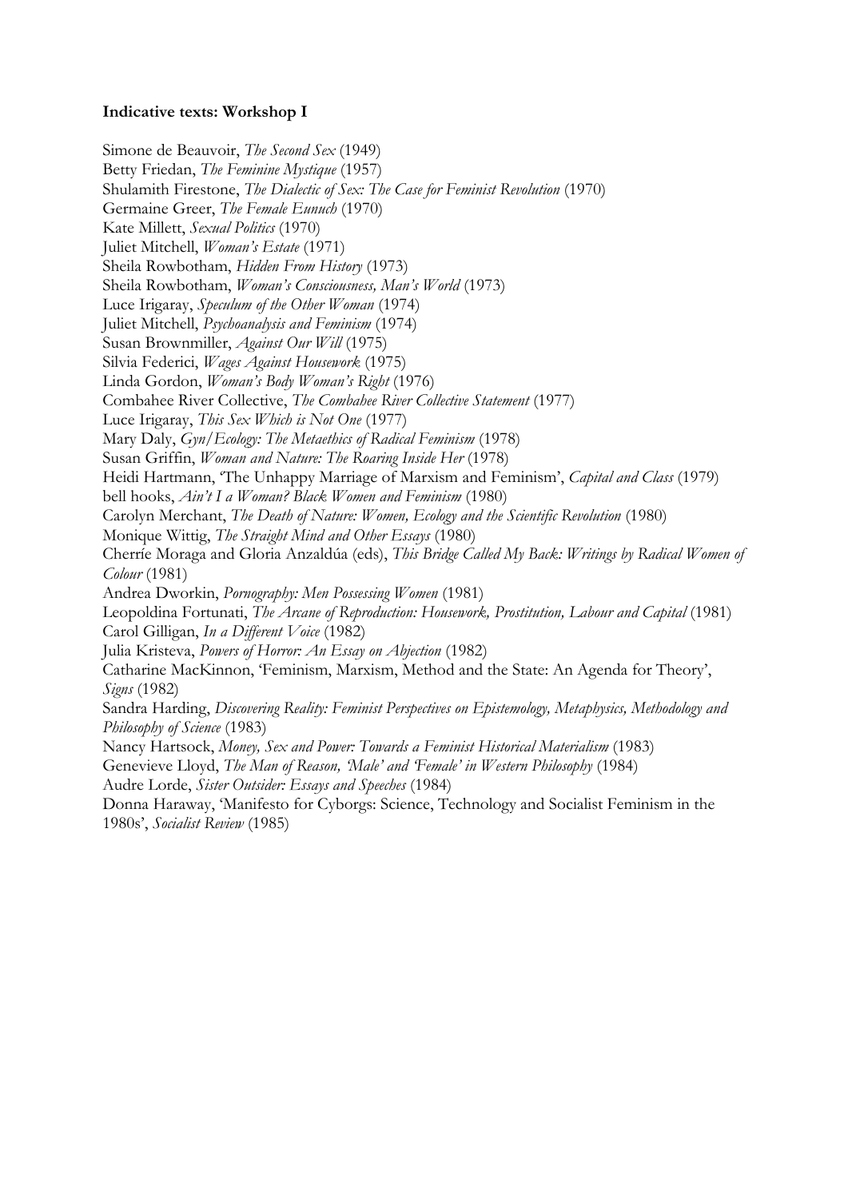**Indicative texts: Workshop I**

Simone de Beauvoir, *The Second Sex* (1949)
Betty Friedan, *The Feminine Mystique* (1957)
Shulamith Firestone, *The Dialectic of Sex: The Case for Feminist Revolution* (1970)
Germaine Greer, *The Female Eunuch* (1970)
Kate Millett, *Sexual Politics* (1970)
Juliet Mitchell, *Woman's Estate* (1971)
Sheila Rowbotham, *Hidden From History* (1973)
Sheila Rowbotham, *Woman's Consciousness, Man's World* (1973)
Luce Irigaray, *Speculum of the Other Woman* (1974)
Juliet Mitchell, *Psychoanalysis and Feminism* (1974)
Susan Brownmiller, *Against Our Will* (1975)
Silvia Federici, *Wages Against Housework* (1975)
Linda Gordon, *Woman's Body Woman's Right* (1976)
Combahee River Collective, *The Combahee River Collective Statement* (1977)
Luce Irigaray, *This Sex Which is Not One* (1977)
Mary Daly, *Gyn/Ecology: The Metaethics of Radical Feminism* (1978)
Susan Griffin, *Woman and Nature: The Roaring Inside Her* (1978)
Heidi Hartmann, 'The Unhappy Marriage of Marxism and Feminism', *Capital and Class* (1979)
bell hooks, *Ain't I a Woman? Black Women and Feminism* (1980)
Carolyn Merchant, *The Death of Nature: Women, Ecology and the Scientific Revolution* (1980)
Monique Wittig, *The Straight Mind and Other Essays* (1980)
Cherríe Moraga and Gloria Anzaldúa (eds), *This Bridge Called My Back: Writings by Radical Women of Colour* (1981)
Andrea Dworkin, *Pornography: Men Possessing Women* (1981)
Leopoldina Fortunati, *The Arcane of Reproduction: Housework, Prostitution, Labour and Capital* (1981)
Carol Gilligan, *In a Different Voice* (1982)
Julia Kristeva, *Powers of Horror: An Essay on Abjection* (1982)
Catharine MacKinnon, 'Feminism, Marxism, Method and the State: An Agenda for Theory', *Signs* (1982)
Sandra Harding, *Discovering Reality: Feminist Perspectives on Epistemology, Metaphysics, Methodology and Philosophy of Science* (1983)
Nancy Hartsock, *Money, Sex and Power: Towards a Feminist Historical Materialism* (1983)
Genevieve Lloyd, *The Man of Reason, 'Male' and 'Female' in Western Philosophy* (1984)
Audre Lorde, *Sister Outsider: Essays and Speeches* (1984)
Donna Haraway, 'Manifesto for Cyborgs: Science, Technology and Socialist Feminism in the 1980s', *Socialist Review* (1985)